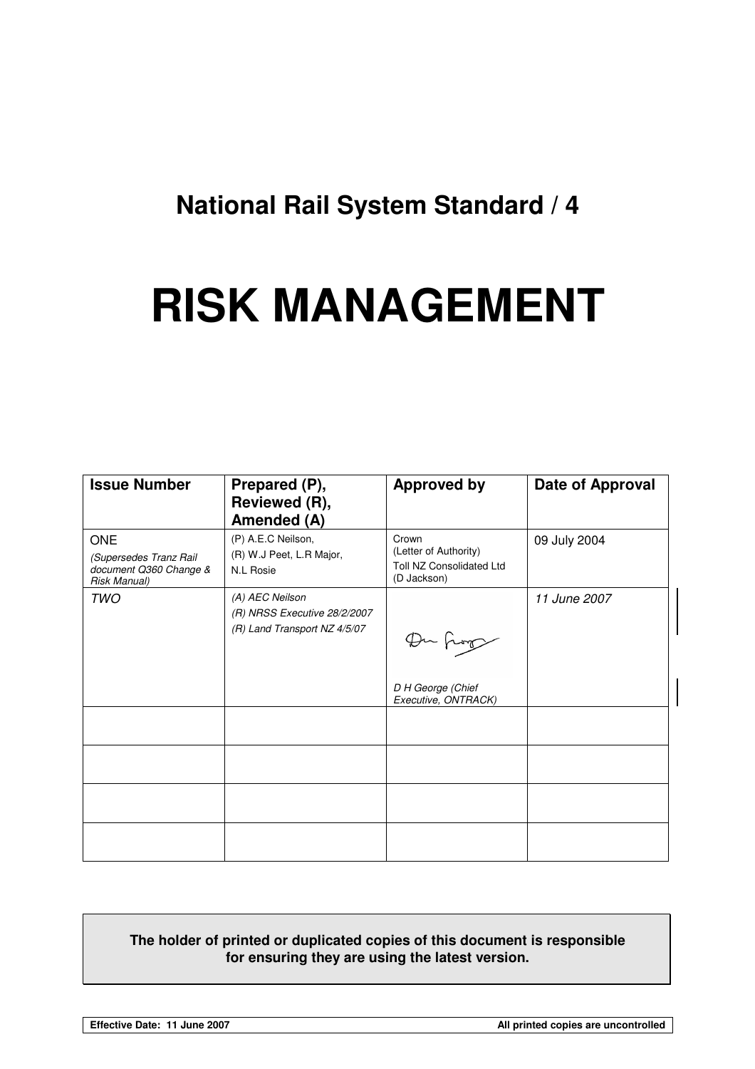# National Rail System Standard / 4

# RISK MANAGEMENT

| Issue Number | Prepared (P), Reviewed (R), Amended (A) | Approved by | Date of Approval |
|---|---|---|---|
| ONE<br>*(Supersedes Tranz Rail document Q360 Change & Risk Manual)* | (P) A.E.C Neilson,<br>(R) W.J Peet, L.R Major, N.L Rosie | Crown<br>(Letter of Authority)<br>Toll NZ Consolidated Ltd<br>(D Jackson) | 09 July 2004 |
| *TWO* | *(A) AEC Neilson*<br>*(R) NRSS Executive 28/2/2007*<br>*(R) Land Transport NZ 4/5/07* | *D H George (Chief Executive, ONTRACK)* | *11 June 2007* |
| | | | |
| | | | |
| | | | |
| | | | |

**The holder of printed or duplicated copies of this document is responsible for ensuring they are using the latest version.**

**Effective Date: 11 June 2007** **All printed copies are uncontrolled**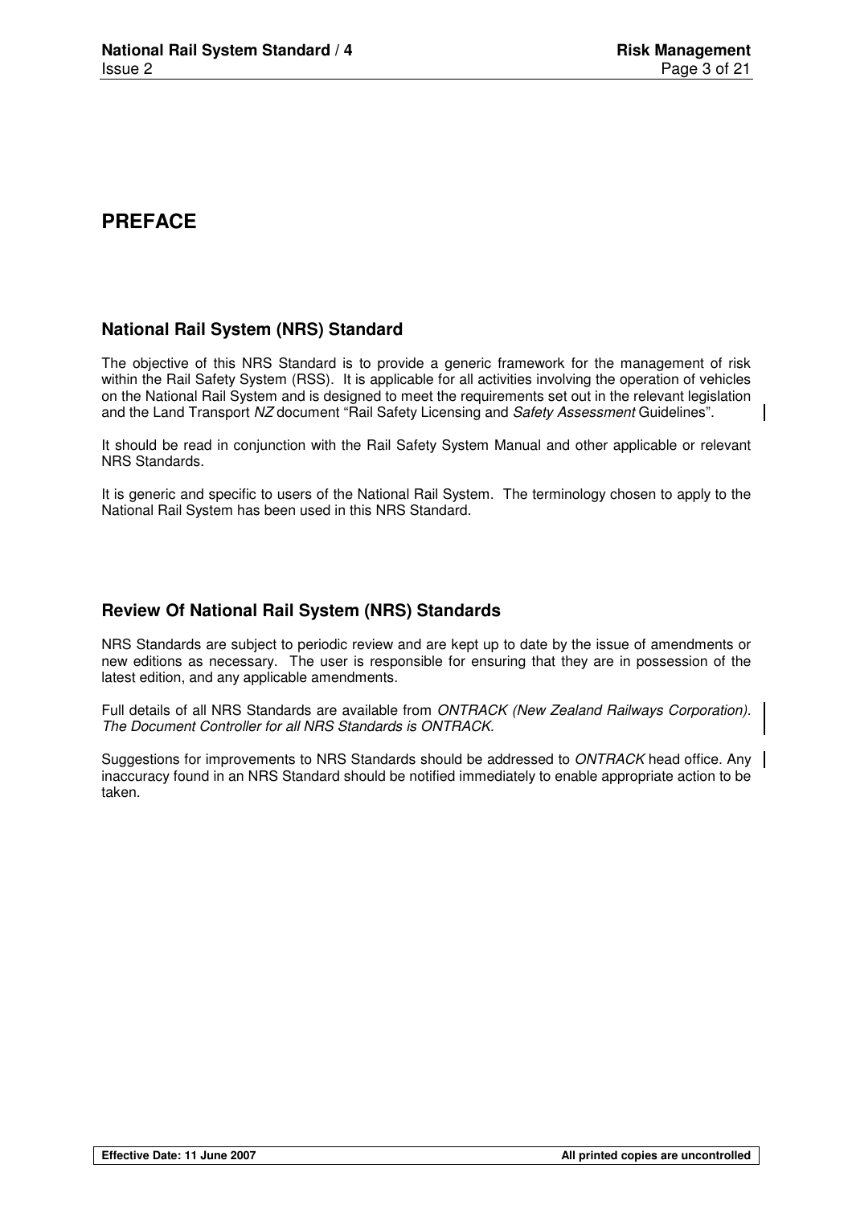# PREFACE

## National Rail System (NRS) Standard

The objective of this NRS Standard is to provide a generic framework for the management of risk within the Rail Safety System (RSS). It is applicable for all activities involving the operation of vehicles on the National Rail System and is designed to meet the requirements set out in the relevant legislation and the Land Transport *NZ* document "Rail Safety Licensing and *Safety Assessment* Guidelines".

It should be read in conjunction with the Rail Safety System Manual and other applicable or relevant NRS Standards.

It is generic and specific to users of the National Rail System. The terminology chosen to apply to the National Rail System has been used in this NRS Standard.

## Review Of National Rail System (NRS) Standards

NRS Standards are subject to periodic review and are kept up to date by the issue of amendments or new editions as necessary. The user is responsible for ensuring that they are in possession of the latest edition, and any applicable amendments.

Full details of all NRS Standards are available from *ONTRACK (New Zealand Railways Corporation). The Document Controller for all NRS Standards is ONTRACK.*

Suggestions for improvements to NRS Standards should be addressed to *ONTRACK* head office. Any inaccuracy found in an NRS Standard should be notified immediately to enable appropriate action to be taken.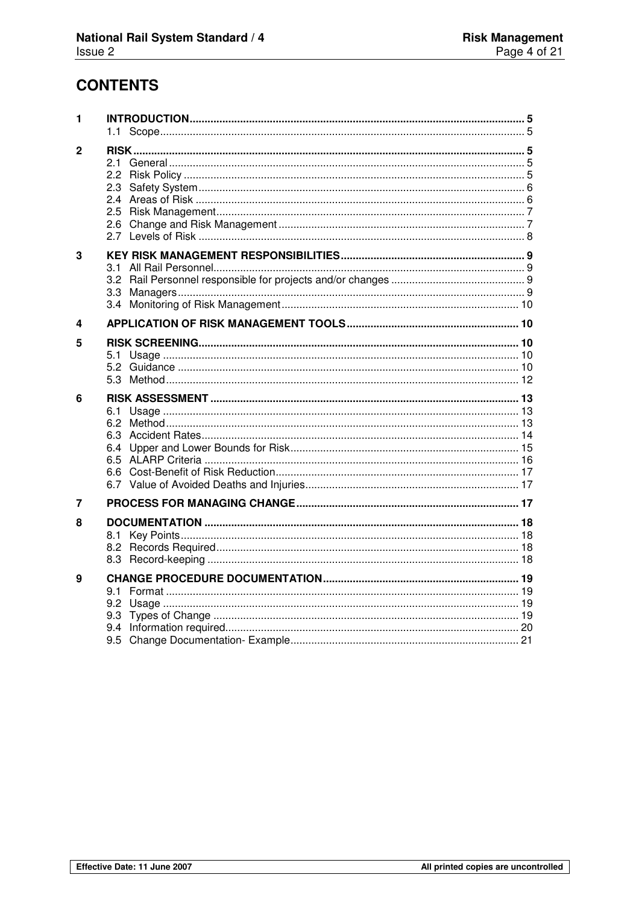# CONTENTS

| | | |
|---|---|---|
| **1** | **INTRODUCTION** | **5** |
| | 1.1 Scope | 5 |
| **2** | **RISK** | **5** |
| | 2.1 General | 5 |
| | 2.2 Risk Policy | 5 |
| | 2.3 Safety System | 6 |
| | 2.4 Areas of Risk | 6 |
| | 2.5 Risk Management | 7 |
| | 2.6 Change and Risk Management | 7 |
| | 2.7 Levels of Risk | 8 |
| **3** | **KEY RISK MANAGEMENT RESPONSIBILITIES** | **9** |
| | 3.1 All Rail Personnel | 9 |
| | 3.2 Rail Personnel responsible for projects and/or changes | 9 |
| | 3.3 Managers | 9 |
| | 3.4 Monitoring of Risk Management | 10 |
| **4** | **APPLICATION OF RISK MANAGEMENT TOOLS** | **10** |
| **5** | **RISK SCREENING** | **10** |
| | 5.1 Usage | 10 |
| | 5.2 Guidance | 10 |
| | 5.3 Method | 12 |
| **6** | **RISK ASSESSMENT** | **13** |
| | 6.1 Usage | 13 |
| | 6.2 Method | 13 |
| | 6.3 Accident Rates | 14 |
| | 6.4 Upper and Lower Bounds for Risk | 15 |
| | 6.5 ALARP Criteria | 16 |
| | 6.6 Cost-Benefit of Risk Reduction | 17 |
| | 6.7 Value of Avoided Deaths and Injuries | 17 |
| **7** | **PROCESS FOR MANAGING CHANGE** | **17** |
| **8** | **DOCUMENTATION** | **18** |
| | 8.1 Key Points | 18 |
| | 8.2 Records Required | 18 |
| | 8.3 Record-keeping | 18 |
| **9** | **CHANGE PROCEDURE DOCUMENTATION** | **19** |
| | 9.1 Format | 19 |
| | 9.2 Usage | 19 |
| | 9.3 Types of Change | 19 |
| | 9.4 Information required | 20 |
| | 9.5 Change Documentation- Example | 21 |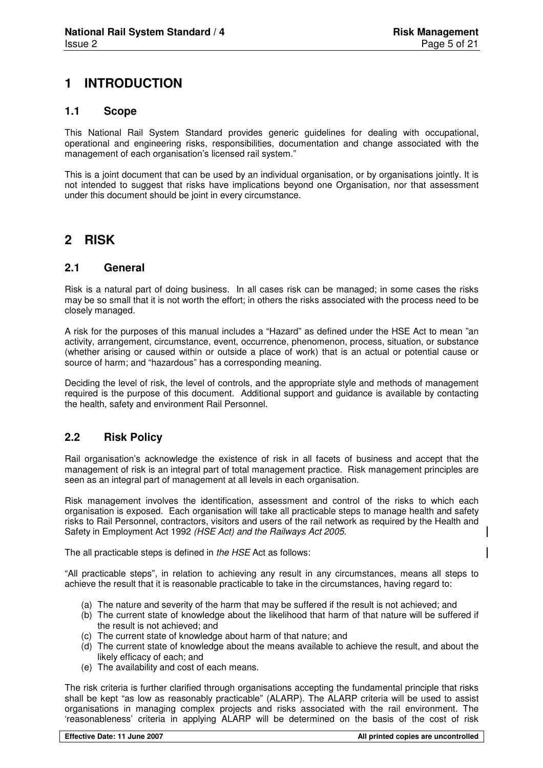# 1 INTRODUCTION

## 1.1 Scope

This National Rail System Standard provides generic guidelines for dealing with occupational, operational and engineering risks, responsibilities, documentation and change associated with the management of each organisation's licensed rail system."

This is a joint document that can be used by an individual organisation, or by organisations jointly. It is not intended to suggest that risks have implications beyond one Organisation, nor that assessment under this document should be joint in every circumstance.

# 2 RISK

## 2.1 General

Risk is a natural part of doing business. In all cases risk can be managed; in some cases the risks may be so small that it is not worth the effort; in others the risks associated with the process need to be closely managed.

A risk for the purposes of this manual includes a "Hazard" as defined under the HSE Act to mean "an activity, arrangement, circumstance, event, occurrence, phenomenon, process, situation, or substance (whether arising or caused within or outside a place of work) that is an actual or potential cause or source of harm; and "hazardous" has a corresponding meaning.

Deciding the level of risk, the level of controls, and the appropriate style and methods of management required is the purpose of this document. Additional support and guidance is available by contacting the health, safety and environment Rail Personnel.

## 2.2 Risk Policy

Rail organisation's acknowledge the existence of risk in all facets of business and accept that the management of risk is an integral part of total management practice. Risk management principles are seen as an integral part of management at all levels in each organisation.

Risk management involves the identification, assessment and control of the risks to which each organisation is exposed. Each organisation will take all practicable steps to manage health and safety risks to Rail Personnel, contractors, visitors and users of the rail network as required by the Health and Safety in Employment Act 1992 *(HSE Act) and the Railways Act 2005*.

The all practicable steps is defined in *the HSE* Act as follows:

"All practicable steps", in relation to achieving any result in any circumstances, means all steps to achieve the result that it is reasonable practicable to take in the circumstances, having regard to:

(a) The nature and severity of the harm that may be suffered if the result is not achieved; and
(b) The current state of knowledge about the likelihood that harm of that nature will be suffered if the result is not achieved; and
(c) The current state of knowledge about harm of that nature; and
(d) The current state of knowledge about the means available to achieve the result, and about the likely efficacy of each; and
(e) The availability and cost of each means.

The risk criteria is further clarified through organisations accepting the fundamental principle that risks shall be kept "as low as reasonably practicable" (ALARP). The ALARP criteria will be used to assist organisations in managing complex projects and risks associated with the rail environment. The 'reasonableness' criteria in applying ALARP will be determined on the basis of the cost of risk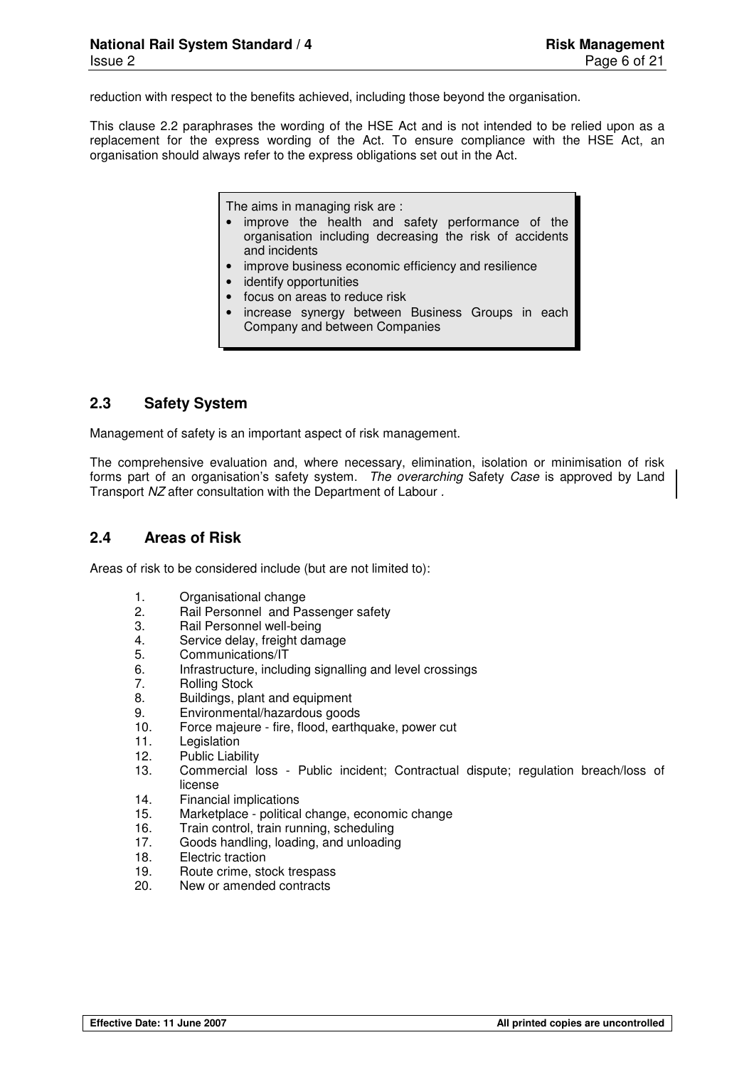reduction with respect to the benefits achieved, including those beyond the organisation.

This clause 2.2 paraphrases the wording of the HSE Act and is not intended to be relied upon as a replacement for the express wording of the Act. To ensure compliance with the HSE Act, an organisation should always refer to the express obligations set out in the Act.

> The aims in managing risk are :
>
> - improve the health and safety performance of the organisation including decreasing the risk of accidents and incidents
> - improve business economic efficiency and resilience
> - identify opportunities
> - focus on areas to reduce risk
> - increase synergy between Business Groups in each Company and between Companies

## 2.3 Safety System

Management of safety is an important aspect of risk management.

The comprehensive evaluation and, where necessary, elimination, isolation or minimisation of risk forms part of an organisation's safety system. *The overarching* Safety *Case* is approved by Land Transport *NZ* after consultation with the Department of Labour .

## 2.4 Areas of Risk

Areas of risk to be considered include (but are not limited to):

1. Organisational change
2. Rail Personnel and Passenger safety
3. Rail Personnel well-being
4. Service delay, freight damage
5. Communications/IT
6. Infrastructure, including signalling and level crossings
7. Rolling Stock
8. Buildings, plant and equipment
9. Environmental/hazardous goods
10. Force majeure - fire, flood, earthquake, power cut
11. Legislation
12. Public Liability
13. Commercial loss - Public incident; Contractual dispute; regulation breach/loss of license
14. Financial implications
15. Marketplace - political change, economic change
16. Train control, train running, scheduling
17. Goods handling, loading, and unloading
18. Electric traction
19. Route crime, stock trespass
20. New or amended contracts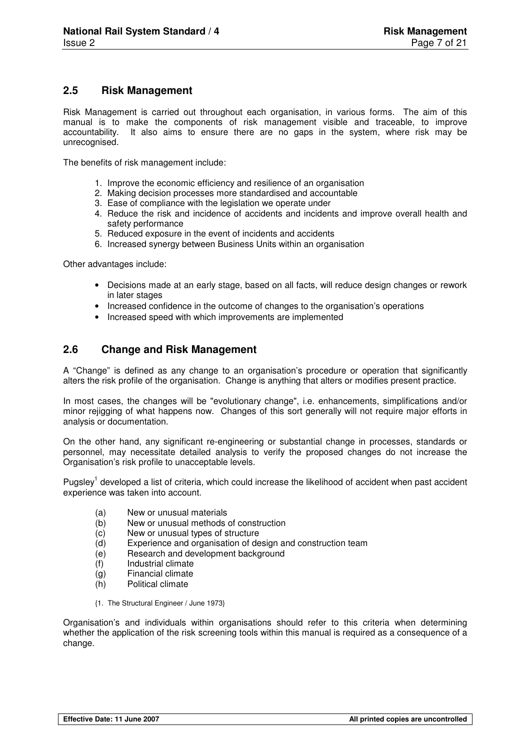## 2.5 Risk Management

Risk Management is carried out throughout each organisation, in various forms. The aim of this manual is to make the components of risk management visible and traceable, to improve accountability. It also aims to ensure there are no gaps in the system, where risk may be unrecognised.

The benefits of risk management include:

1. Improve the economic efficiency and resilience of an organisation
2. Making decision processes more standardised and accountable
3. Ease of compliance with the legislation we operate under
4. Reduce the risk and incidence of accidents and incidents and improve overall health and safety performance
5. Reduced exposure in the event of incidents and accidents
6. Increased synergy between Business Units within an organisation

Other advantages include:

- Decisions made at an early stage, based on all facts, will reduce design changes or rework in later stages
- Increased confidence in the outcome of changes to the organisation's operations
- Increased speed with which improvements are implemented

## 2.6 Change and Risk Management

A "Change" is defined as any change to an organisation's procedure or operation that significantly alters the risk profile of the organisation. Change is anything that alters or modifies present practice.

In most cases, the changes will be "evolutionary change", i.e. enhancements, simplifications and/or minor rejigging of what happens now. Changes of this sort generally will not require major efforts in analysis or documentation.

On the other hand, any significant re-engineering or substantial change in processes, standards or personnel, may necessitate detailed analysis to verify the proposed changes do not increase the Organisation's risk profile to unacceptable levels.

Pugsley[1] developed a list of criteria, which could increase the likelihood of accident when past accident experience was taken into account.

(a) New or unusual materials
(b) New or unusual methods of construction
(c) New or unusual types of structure
(d) Experience and organisation of design and construction team
(e) Research and development background
(f) Industrial climate
(g) Financial climate
(h) Political climate

{1. The Structural Engineer / June 1973}

Organisation's and individuals within organisations should refer to this criteria when determining whether the application of the risk screening tools within this manual is required as a consequence of a change.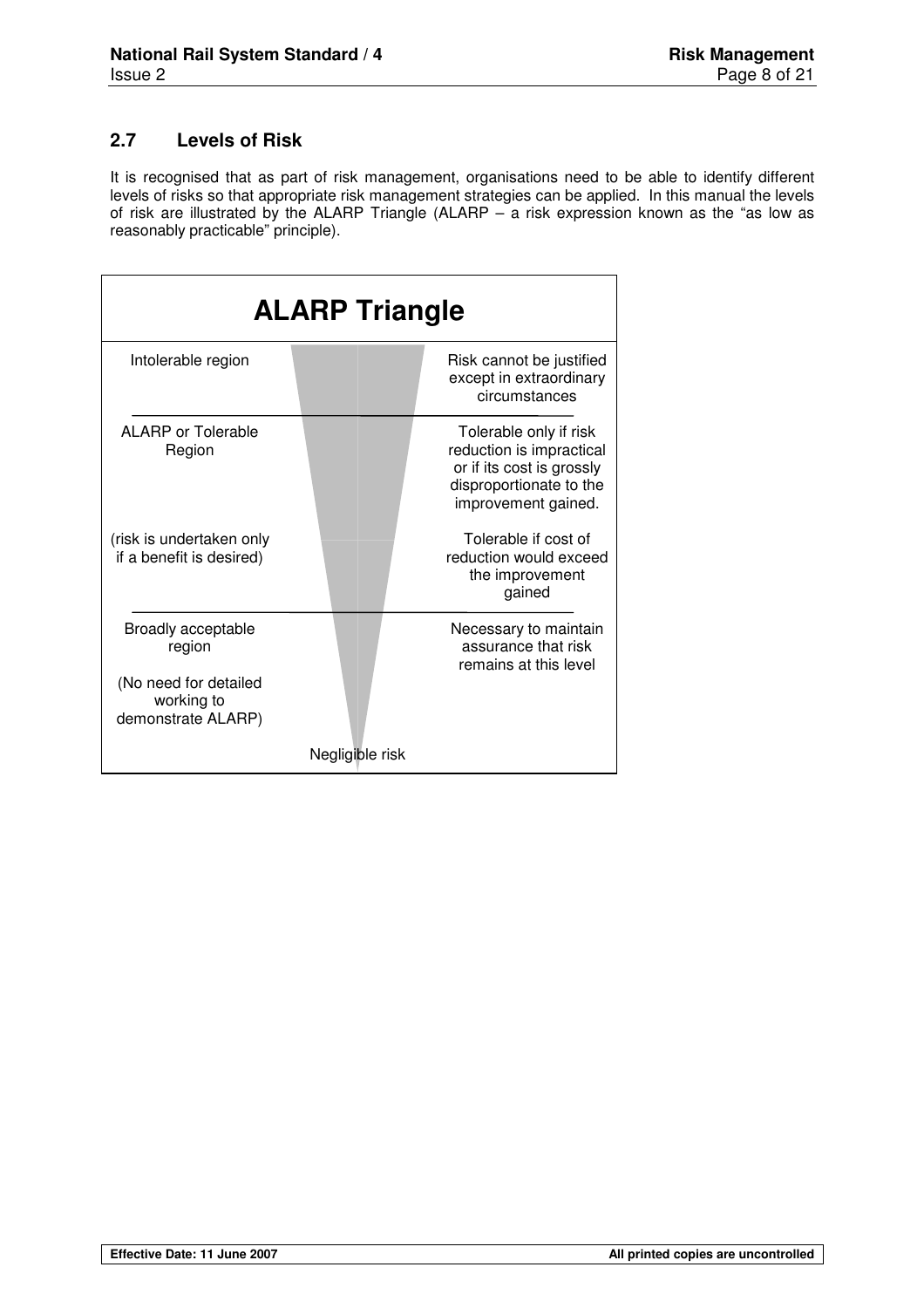## 2.7 Levels of Risk

It is recognised that as part of risk management, organisations need to be able to identify different levels of risks so that appropriate risk management strategies can be applied. In this manual the levels of risk are illustrated by the ALARP Triangle (ALARP – a risk expression known as the "as low as reasonably practicable" principle).

**ALARP Triangle**

| Region | Description |
|---|---|
| Intolerable region | Risk cannot be justified except in extraordinary circumstances |
| ALARP or Tolerable Region (risk is undertaken only if a benefit is desired) | Tolerable only if risk reduction is impractical or if its cost is grossly disproportionate to the improvement gained. Tolerable if cost of reduction would exceed the improvement gained |
| Broadly acceptable region (No need for detailed working to demonstrate ALARP) | Necessary to maintain assurance that risk remains at this level |

Negligible risk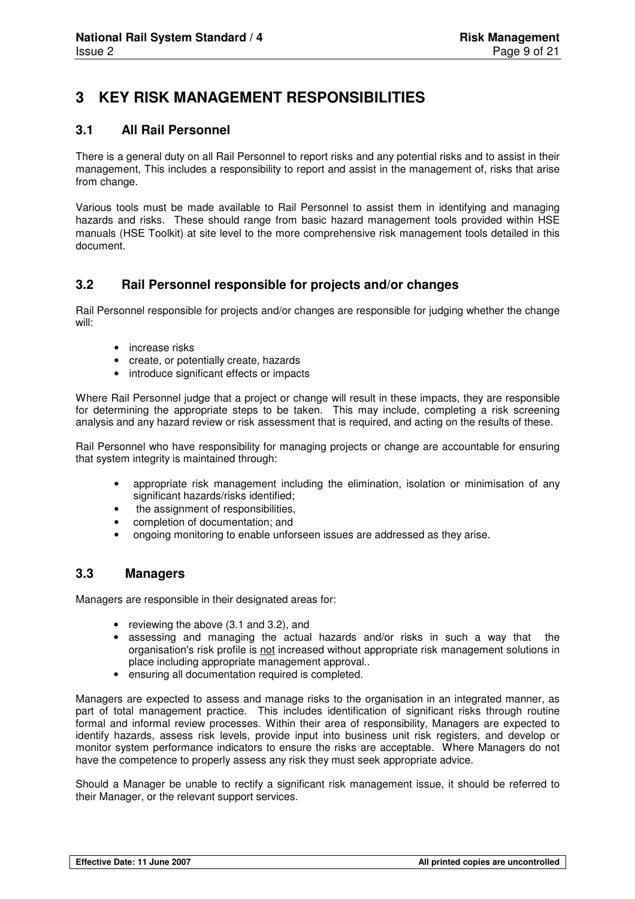# 3 KEY RISK MANAGEMENT RESPONSIBILITIES

## 3.1 All Rail Personnel

There is a general duty on all Rail Personnel to report risks and any potential risks and to assist in their management, This includes a responsibility to report and assist in the management of, risks that arise from change.

Various tools must be made available to Rail Personnel to assist them in identifying and managing hazards and risks. These should range from basic hazard management tools provided within HSE manuals (HSE Toolkit) at site level to the more comprehensive risk management tools detailed in this document.

## 3.2 Rail Personnel responsible for projects and/or changes

Rail Personnel responsible for projects and/or changes are responsible for judging whether the change will:

- increase risks
- create, or potentially create, hazards
- introduce significant effects or impacts

Where Rail Personnel judge that a project or change will result in these impacts, they are responsible for determining the appropriate steps to be taken. This may include, completing a risk screening analysis and any hazard review or risk assessment that is required, and acting on the results of these.

Rail Personnel who have responsibility for managing projects or change are accountable for ensuring that system integrity is maintained through:

- appropriate risk management including the elimination, isolation or minimisation of any significant hazards/risks identified;
- the assignment of responsibilities,
- completion of documentation; and
- ongoing monitoring to enable unforseen issues are addressed as they arise.

## 3.3 Managers

Managers are responsible in their designated areas for:

- reviewing the above (3.1 and 3.2), and
- assessing and managing the actual hazards and/or risks in such a way that the organisation's risk profile is not increased without appropriate risk management solutions in place including appropriate management approval..
- ensuring all documentation required is completed.

Managers are expected to assess and manage risks to the organisation in an integrated manner, as part of total management practice. This includes identification of significant risks through routine formal and informal review processes. Within their area of responsibility, Managers are expected to identify hazards, assess risk levels, provide input into business unit risk registers, and develop or monitor system performance indicators to ensure the risks are acceptable. Where Managers do not have the competence to properly assess any risk they must seek appropriate advice.

Should a Manager be unable to rectify a significant risk management issue, it should be referred to their Manager, or the relevant support services.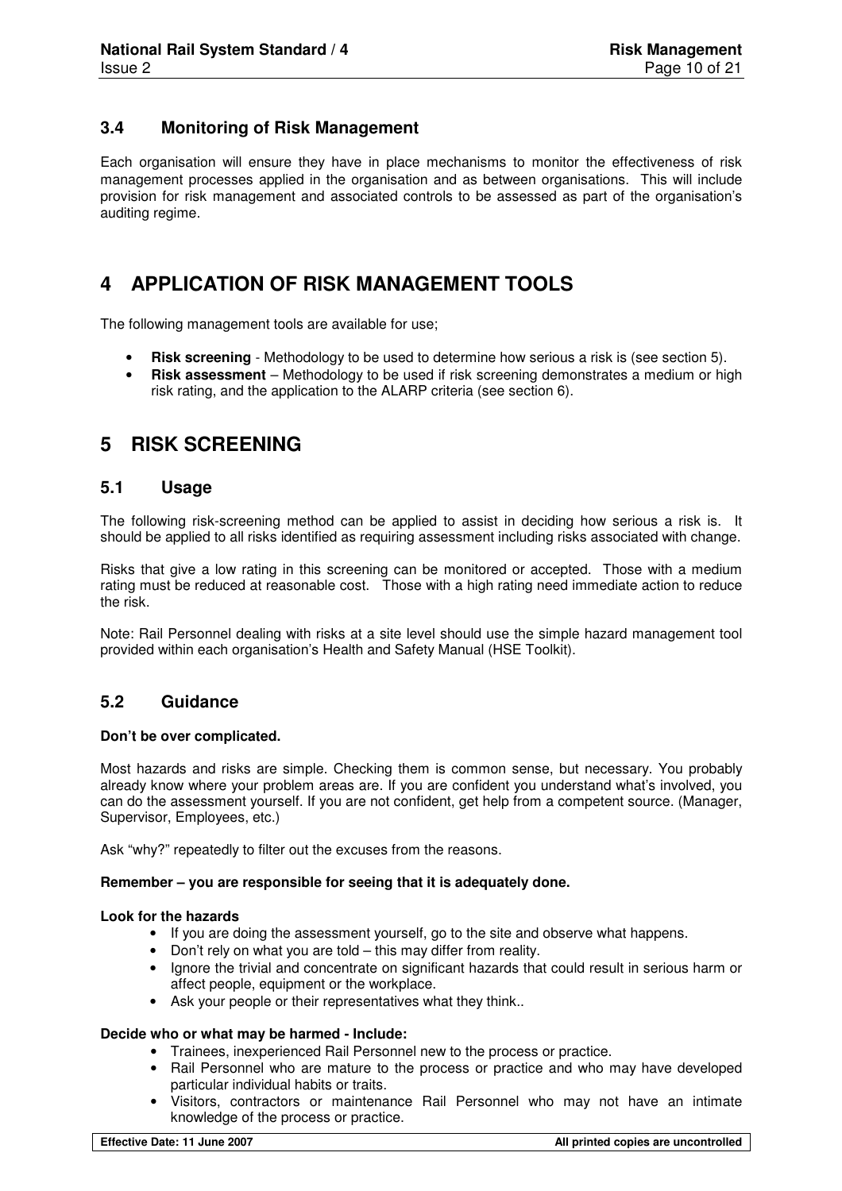### 3.4 Monitoring of Risk Management

Each organisation will ensure they have in place mechanisms to monitor the effectiveness of risk management processes applied in the organisation and as between organisations. This will include provision for risk management and associated controls to be assessed as part of the organisation's auditing regime.

# 4 APPLICATION OF RISK MANAGEMENT TOOLS

The following management tools are available for use;

- **Risk screening** - Methodology to be used to determine how serious a risk is (see section 5).
- **Risk assessment** – Methodology to be used if risk screening demonstrates a medium or high risk rating, and the application to the ALARP criteria (see section 6).

# 5 RISK SCREENING

### 5.1 Usage

The following risk-screening method can be applied to assist in deciding how serious a risk is. It should be applied to all risks identified as requiring assessment including risks associated with change.

Risks that give a low rating in this screening can be monitored or accepted. Those with a medium rating must be reduced at reasonable cost. Those with a high rating need immediate action to reduce the risk.

Note: Rail Personnel dealing with risks at a site level should use the simple hazard management tool provided within each organisation's Health and Safety Manual (HSE Toolkit).

### 5.2 Guidance

**Don't be over complicated.**

Most hazards and risks are simple. Checking them is common sense, but necessary. You probably already know where your problem areas are. If you are confident you understand what's involved, you can do the assessment yourself. If you are not confident, get help from a competent source. (Manager, Supervisor, Employees, etc.)

Ask "why?" repeatedly to filter out the excuses from the reasons.

**Remember – you are responsible for seeing that it is adequately done.**

**Look for the hazards**

- If you are doing the assessment yourself, go to the site and observe what happens.
- Don't rely on what you are told – this may differ from reality.
- Ignore the trivial and concentrate on significant hazards that could result in serious harm or affect people, equipment or the workplace.
- Ask your people or their representatives what they think..

**Decide who or what may be harmed - Include:**

- Trainees, inexperienced Rail Personnel new to the process or practice.
- Rail Personnel who are mature to the process or practice and who may have developed particular individual habits or traits.
- Visitors, contractors or maintenance Rail Personnel who may not have an intimate knowledge of the process or practice.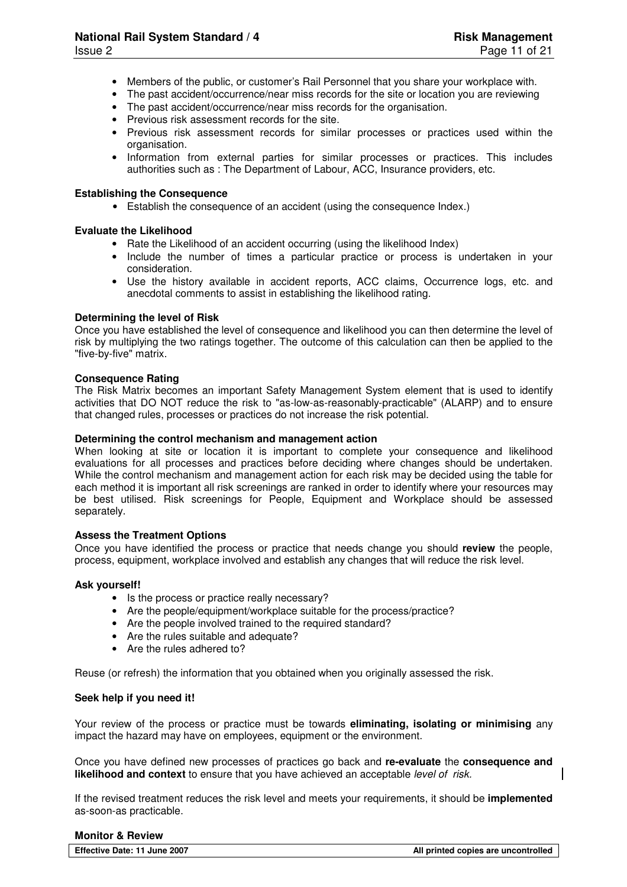- Members of the public, or customer's Rail Personnel that you share your workplace with.
- The past accident/occurrence/near miss records for the site or location you are reviewing
- The past accident/occurrence/near miss records for the organisation.
- Previous risk assessment records for the site.
- Previous risk assessment records for similar processes or practices used within the organisation.
- Information from external parties for similar processes or practices. This includes authorities such as : The Department of Labour, ACC, Insurance providers, etc.

**Establishing the Consequence**

- Establish the consequence of an accident (using the consequence Index.)

**Evaluate the Likelihood**

- Rate the Likelihood of an accident occurring (using the likelihood Index)
- Include the number of times a particular practice or process is undertaken in your consideration.
- Use the history available in accident reports, ACC claims, Occurrence logs, etc. and anecdotal comments to assist in establishing the likelihood rating.

**Determining the level of Risk**

Once you have established the level of consequence and likelihood you can then determine the level of risk by multiplying the two ratings together. The outcome of this calculation can then be applied to the "five-by-five" matrix.

**Consequence Rating**

The Risk Matrix becomes an important Safety Management System element that is used to identify activities that DO NOT reduce the risk to "as-low-as-reasonably-practicable" (ALARP) and to ensure that changed rules, processes or practices do not increase the risk potential.

**Determining the control mechanism and management action**

When looking at site or location it is important to complete your consequence and likelihood evaluations for all processes and practices before deciding where changes should be undertaken. While the control mechanism and management action for each risk may be decided using the table for each method it is important all risk screenings are ranked in order to identify where your resources may be best utilised. Risk screenings for People, Equipment and Workplace should be assessed separately.

**Assess the Treatment Options**

Once you have identified the process or practice that needs change you should **review** the people, process, equipment, workplace involved and establish any changes that will reduce the risk level.

**Ask yourself!**

- Is the process or practice really necessary?
- Are the people/equipment/workplace suitable for the process/practice?
- Are the people involved trained to the required standard?
- Are the rules suitable and adequate?
- Are the rules adhered to?

Reuse (or refresh) the information that you obtained when you originally assessed the risk.

**Seek help if you need it!**

Your review of the process or practice must be towards **eliminating, isolating or minimising** any impact the hazard may have on employees, equipment or the environment.

Once you have defined new processes of practices go back and **re-evaluate** the **consequence and likelihood and context** to ensure that you have achieved an acceptable *level of risk.*

If the revised treatment reduces the risk level and meets your requirements, it should be **implemented** as-soon-as practicable.

**Monitor & Review**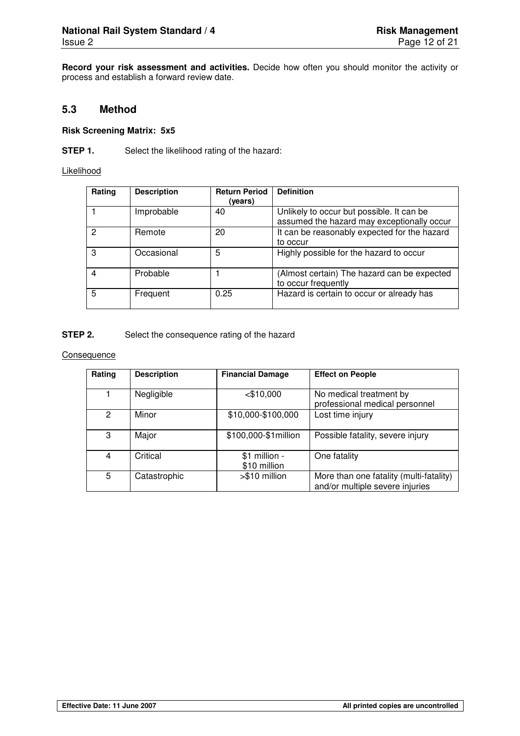**Record your risk assessment and activities.** Decide how often you should monitor the activity or process and establish a forward review date.

## 5.3 Method

**Risk Screening Matrix: 5x5**

**STEP 1.** Select the likelihood rating of the hazard:

Likelihood

| Rating | Description | Return Period (years) | Definition |
|---|---|---|---|
| 1 | Improbable | 40 | Unlikely to occur but possible. It can be assumed the hazard may exceptionally occur |
| 2 | Remote | 20 | It can be reasonably expected for the hazard to occur |
| 3 | Occasional | 5 | Highly possible for the hazard to occur |
| 4 | Probable | 1 | (Almost certain) The hazard can be expected to occur frequently |
| 5 | Frequent | 0.25 | Hazard is certain to occur or already has |

**STEP 2.** Select the consequence rating of the hazard

Consequence

| Rating | Description | Financial Damage | Effect on People |
|---|---|---|---|
| 1 | Negligible | <$10,000 | No medical treatment by professional medical personnel |
| 2 | Minor | $10,000-$100,000 | Lost time injury |
| 3 | Major | $100,000-$1million | Possible fatality, severe injury |
| 4 | Critical | $1 million - $10 million | One fatality |
| 5 | Catastrophic | >$10 million | More than one fatality (multi-fatality) and/or multiple severe injuries |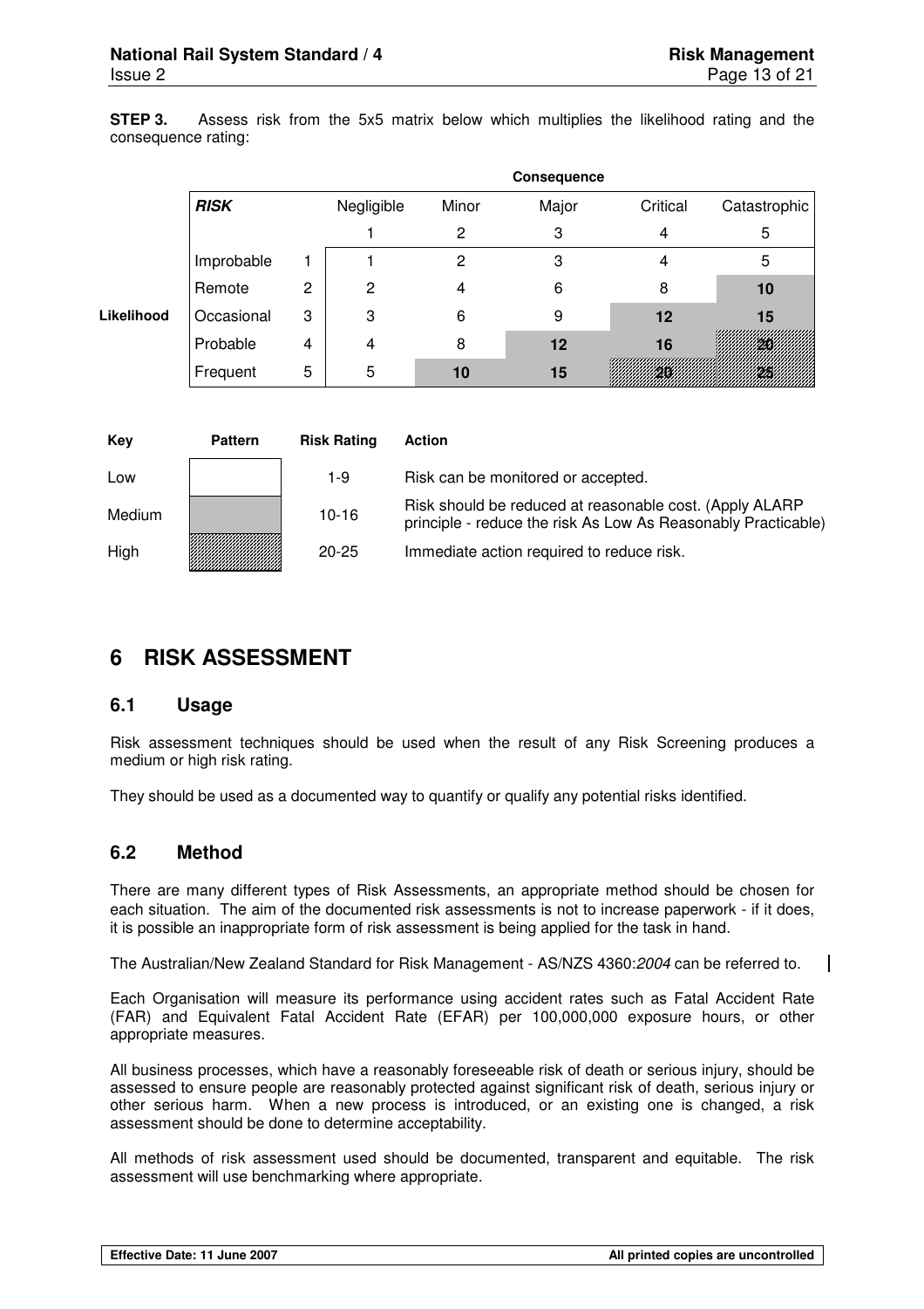**STEP 3.** Assess risk from the 5x5 matrix below which multiplies the likelihood rating and the consequence rating:

| | ***RISK*** | | **Consequence** Negligible | Minor | Major | Critical | Catastrophic |
|---|---|---|---|---|---|---|---|
| | | | 1 | 2 | 3 | 4 | 5 |
| **Likelihood** | Improbable | 1 | 1 | 2 | 3 | 4 | 5 |
| | Remote | 2 | 2 | 4 | 6 | 8 | **10** |
| | Occasional | 3 | 3 | 6 | 9 | **12** | **15** |
| | Probable | 4 | 4 | 8 | **12** | **16** | **20** |
| | Frequent | 5 | 5 | **10** | **15** | **20** | **25** |

| Key | Pattern | Risk Rating | Action |
|---|---|---|---|
| Low | | 1-9 | Risk can be monitored or accepted. |
| Medium | | 10-16 | Risk should be reduced at reasonable cost. (Apply ALARP principle - reduce the risk As Low As Reasonably Practicable) |
| High | | 20-25 | Immediate action required to reduce risk. |

# 6 RISK ASSESSMENT

## 6.1 Usage

Risk assessment techniques should be used when the result of any Risk Screening produces a medium or high risk rating.

They should be used as a documented way to quantify or qualify any potential risks identified.

## 6.2 Method

There are many different types of Risk Assessments, an appropriate method should be chosen for each situation. The aim of the documented risk assessments is not to increase paperwork - if it does, it is possible an inappropriate form of risk assessment is being applied for the task in hand.

The Australian/New Zealand Standard for Risk Management - AS/NZS 4360:*2004* can be referred to.

Each Organisation will measure its performance using accident rates such as Fatal Accident Rate (FAR) and Equivalent Fatal Accident Rate (EFAR) per 100,000,000 exposure hours, or other appropriate measures.

All business processes, which have a reasonably foreseeable risk of death or serious injury, should be assessed to ensure people are reasonably protected against significant risk of death, serious injury or other serious harm. When a new process is introduced, or an existing one is changed, a risk assessment should be done to determine acceptability.

All methods of risk assessment used should be documented, transparent and equitable. The risk assessment will use benchmarking where appropriate.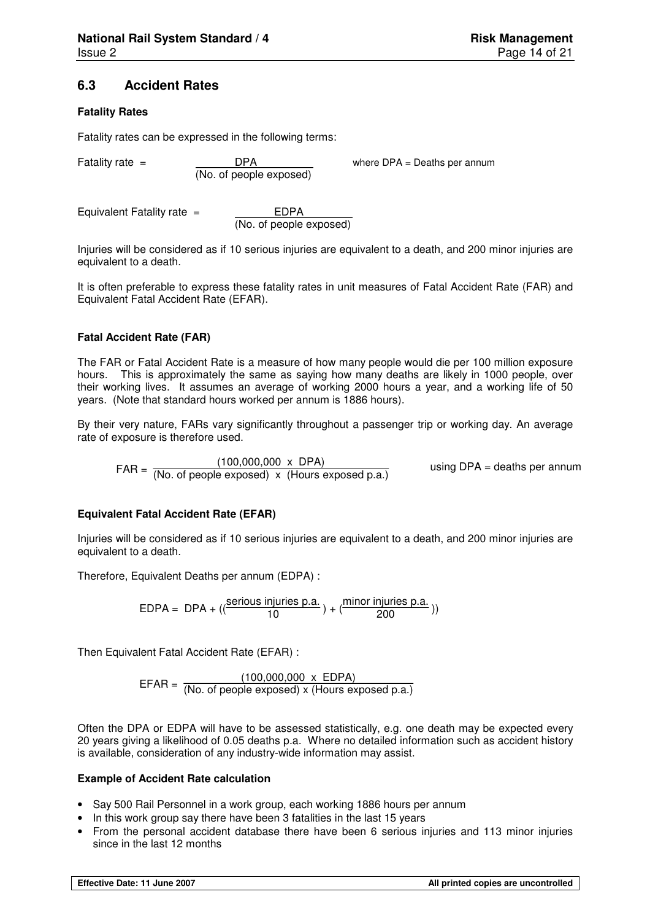## 6.3 Accident Rates

**Fatality Rates**

Fatality rates can be expressed in the following terms:

$$\text{Fatality rate} = \frac{\text{DPA}}{\text{(No. of people exposed)}}$$

where DPA = Deaths per annum

$$\text{Equivalent Fatality rate} = \frac{\text{EDPA}}{\text{(No. of people exposed)}}$$

Injuries will be considered as if 10 serious injuries are equivalent to a death, and 200 minor injuries are equivalent to a death.

It is often preferable to express these fatality rates in unit measures of Fatal Accident Rate (FAR) and Equivalent Fatal Accident Rate (EFAR).

**Fatal Accident Rate (FAR)**

The FAR or Fatal Accident Rate is a measure of how many people would die per 100 million exposure hours. This is approximately the same as saying how many deaths are likely in 1000 people, over their working lives. It assumes an average of working 2000 hours a year, and a working life of 50 years. (Note that standard hours worked per annum is 1886 hours).

By their very nature, FARs vary significantly throughout a passenger trip or working day. An average rate of exposure is therefore used.

$$\text{FAR} = \frac{(100{,}000{,}000 \ \text{x} \ \text{DPA})}{\text{(No. of people exposed)} \ \text{x} \ \text{(Hours exposed p.a.)}}$$

using DPA = deaths per annum

**Equivalent Fatal Accident Rate (EFAR)**

Injuries will be considered as if 10 serious injuries are equivalent to a death, and 200 minor injuries are equivalent to a death.

Therefore, Equivalent Deaths per annum (EDPA) :

$$\text{EDPA} = \text{DPA} + \left(\left(\frac{\text{serious injuries p.a.}}{10}\right) + \left(\frac{\text{minor injuries p.a.}}{200}\right)\right)$$

Then Equivalent Fatal Accident Rate (EFAR) :

$$\text{EFAR} = \frac{(100{,}000{,}000 \ \text{x} \ \text{EDPA})}{\text{(No. of people exposed)} \ \text{x} \ \text{(Hours exposed p.a.)}}$$

Often the DPA or EDPA will have to be assessed statistically, e.g. one death may be expected every 20 years giving a likelihood of 0.05 deaths p.a. Where no detailed information such as accident history is available, consideration of any industry-wide information may assist.

**Example of Accident Rate calculation**

- Say 500 Rail Personnel in a work group, each working 1886 hours per annum
- In this work group say there have been 3 fatalities in the last 15 years
- From the personal accident database there have been 6 serious injuries and 113 minor injuries since in the last 12 months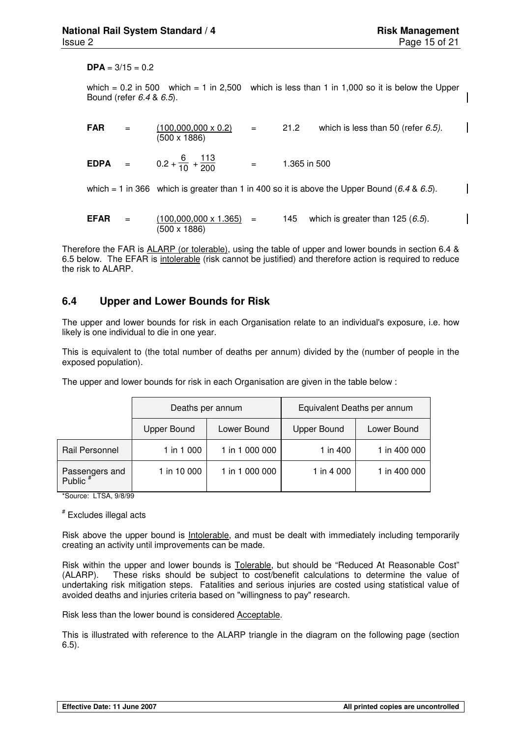**DPA** = 3/15 = 0.2

which = 0.2 in 500 which = 1 in 2,500 which is less than 1 in 1,000 so it is below the Upper Bound (refer *6.4* & *6.5*).

$$\textbf{FAR} = \frac{(100{,}000{,}000 \times 0.2)}{(500 \times 1886)} = 21.2$$

which is less than 50 (refer *6.5)*.

$$\textbf{EDPA} = 0.2 + \frac{6}{10} + \frac{113}{200} = 1.365 \text{ in } 500$$

which = 1 in 366 which is greater than 1 in 400 so it is above the Upper Bound (*6.4* & *6.5*).

$$\textbf{EFAR} = \frac{(100{,}000{,}000 \times 1.365)}{(500 \times 1886)} = 145$$

which is greater than 125 (*6.5*).

Therefore the FAR is ALARP (or tolerable), using the table of upper and lower bounds in section 6.4 & 6.5 below. The EFAR is intolerable (risk cannot be justified) and therefore action is required to reduce the risk to ALARP.

## 6.4 Upper and Lower Bounds for Risk

The upper and lower bounds for risk in each Organisation relate to an individual's exposure, i.e. how likely is one individual to die in one year.

This is equivalent to (the total number of deaths per annum) divided by the (number of people in the exposed population).

The upper and lower bounds for risk in each Organisation are given in the table below :

| | Deaths per annum | | Equivalent Deaths per annum | |
|---|---|---|---|---|
| | Upper Bound | Lower Bound | Upper Bound | Lower Bound |
| Rail Personnel | 1 in 1 000 | 1 in 1 000 000 | 1 in 400 | 1 in 400 000 |
| Passengers and Public # | 1 in 10 000 | 1 in 1 000 000 | 1 in 4 000 | 1 in 400 000 |

*Source: LTSA, 9/8/99

# Excludes illegal acts

Risk above the upper bound is Intolerable, and must be dealt with immediately including temporarily creating an activity until improvements can be made.

Risk within the upper and lower bounds is Tolerable, but should be "Reduced At Reasonable Cost" (ALARP). These risks should be subject to cost/benefit calculations to determine the value of undertaking risk mitigation steps. Fatalities and serious injuries are costed using statistical value of avoided deaths and injuries criteria based on "willingness to pay" research.

Risk less than the lower bound is considered Acceptable.

This is illustrated with reference to the ALARP triangle in the diagram on the following page (section 6.5).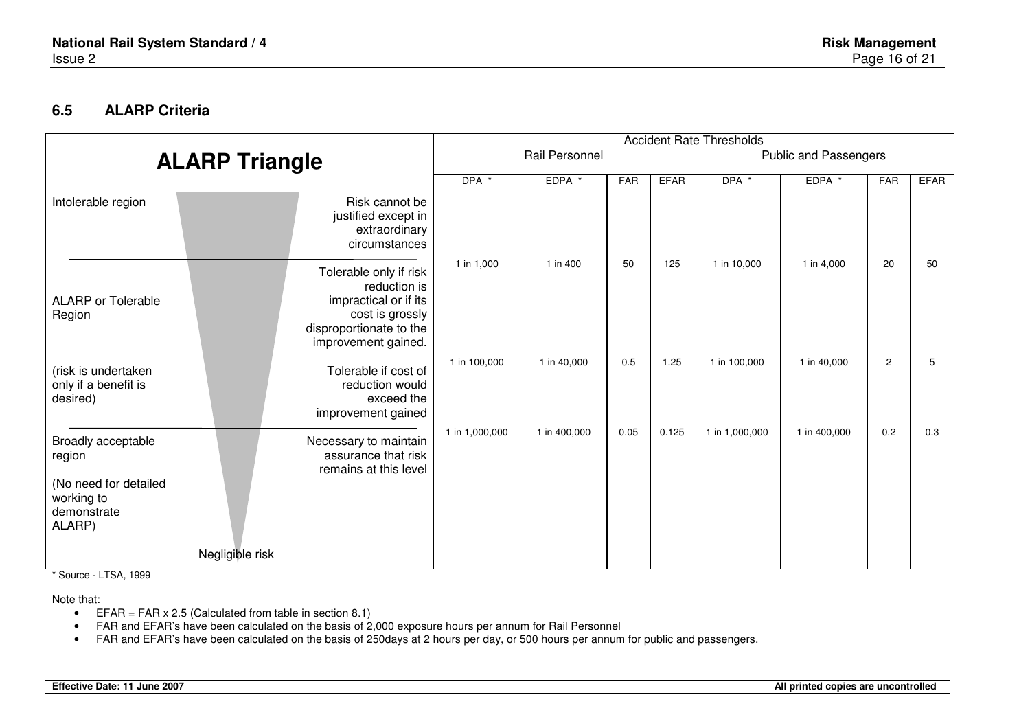## 6.5 ALARP Criteria

| ALARP Triangle | | Accident Rate Thresholds | | | | | | | |
|---|---|---|---|---|---|---|---|---|---|
| | | Rail Personnel | | | | Public and Passengers | | | |
| | | DPA * | EDPA * | FAR | EFAR | DPA * | EDPA * | FAR | EFAR |
| Intolerable region | Risk cannot be justified except in extraordinary circumstances | | | | | | | | |
| | | 1 in 1,000 | 1 in 400 | 50 | 125 | 1 in 10,000 | 1 in 4,000 | 20 | 50 |
| ALARP or Tolerable Region | Tolerable only if risk reduction is impractical or if its cost is grossly disproportionate to the improvement gained. | | | | | | | | |
| | | 1 in 100,000 | 1 in 40,000 | 0.5 | 1.25 | 1 in 100,000 | 1 in 40,000 | 2 | 5 |
| (risk is undertaken only if a benefit is desired) | Tolerable if cost of reduction would exceed the improvement gained | | | | | | | | |
| | | 1 in 1,000,000 | 1 in 400,000 | 0.05 | 0.125 | 1 in 1,000,000 | 1 in 400,000 | 0.2 | 0.3 |
| Broadly acceptable region (No need for detailed working to demonstrate ALARP) | Necessary to maintain assurance that risk remains at this level | | | | | | | | |
| Negligible risk | | | | | | | | | |

\* Source - LTSA, 1999

Note that:

- EFAR = FAR x 2.5 (Calculated from table in section 8.1)
- FAR and EFAR's have been calculated on the basis of 2,000 exposure hours per annum for Rail Personnel
- FAR and EFAR's have been calculated on the basis of 250days at 2 hours per day, or 500 hours per annum for public and passengers.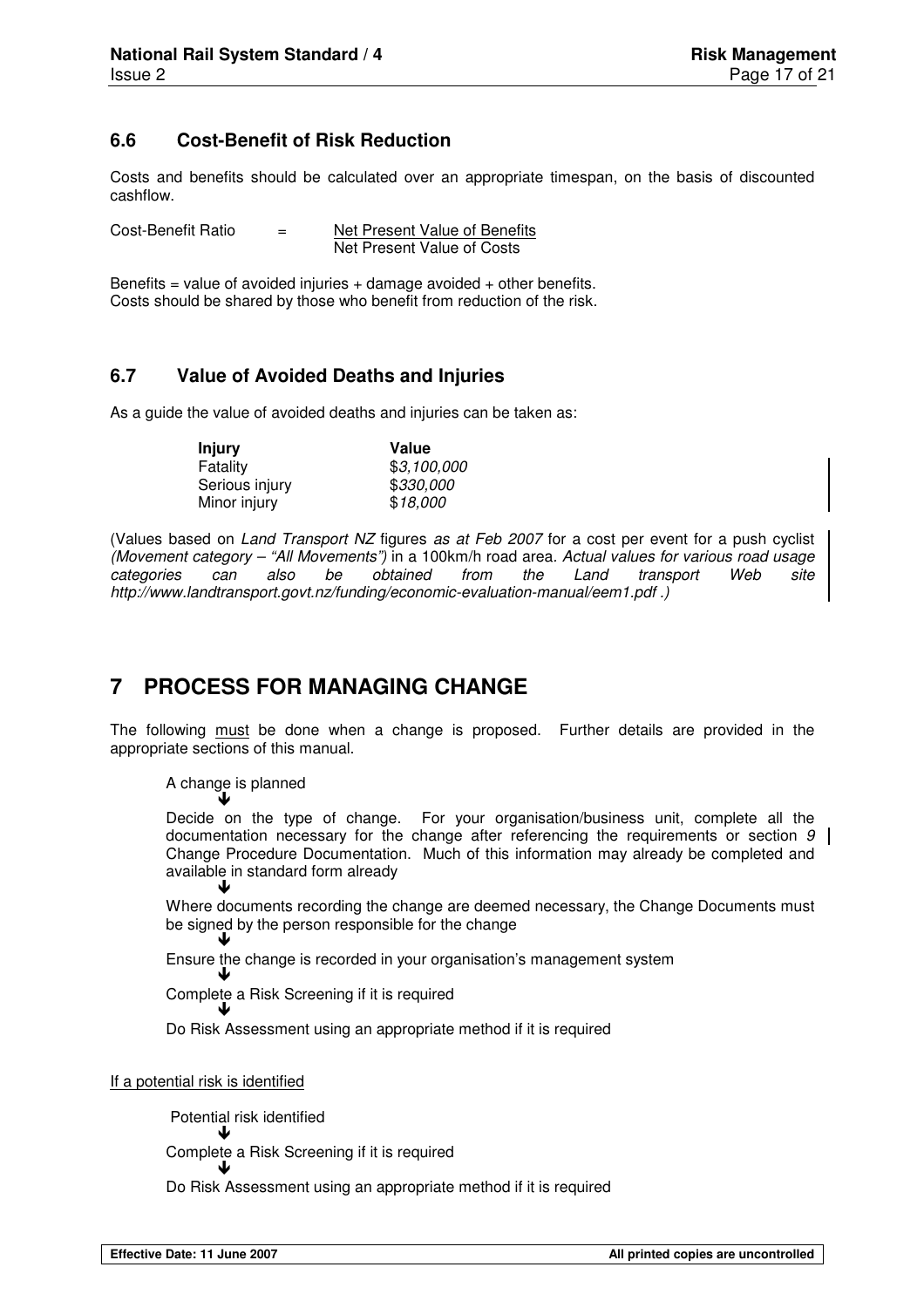## 6.6 Cost-Benefit of Risk Reduction

Costs and benefits should be calculated over an appropriate timespan, on the basis of discounted cashflow.

$$\text{Cost-Benefit Ratio} = \frac{\text{Net Present Value of Benefits}}{\text{Net Present Value of Costs}}$$

Benefits = value of avoided injuries + damage avoided + other benefits.
Costs should be shared by those who benefit from reduction of the risk.

## 6.7 Value of Avoided Deaths and Injuries

As a guide the value of avoided deaths and injuries can be taken as:

| **Injury** | **Value** |
|---|---|
| Fatality | $*3,100,000* |
| Serious injury | $*330,000* |
| Minor injury | $*18,000* |

(Values based on *Land Transport NZ* figures *as at Feb 2007* for a cost per event for a push cyclist *(Movement category – "All Movements")* in a 100km/h road area*. Actual values for various road usage categories can also be obtained from the Land transport Web site http://www.landtransport.govt.nz/funding/economic-evaluation-manual/eem1.pdf .)*

# 7 PROCESS FOR MANAGING CHANGE

The following must be done when a change is proposed. Further details are provided in the appropriate sections of this manual.

A change is planned

↓

Decide on the type of change. For your organisation/business unit, complete all the documentation necessary for the change after referencing the requirements or section *9* Change Procedure Documentation. Much of this information may already be completed and available in standard form already

↓

Where documents recording the change are deemed necessary, the Change Documents must be signed by the person responsible for the change

↓

Ensure the change is recorded in your organisation's management system

↓

Complete a Risk Screening if it is required

↓

Do Risk Assessment using an appropriate method if it is required

If a potential risk is identified

Potential risk identified

↓

Complete a Risk Screening if it is required

↓

Do Risk Assessment using an appropriate method if it is required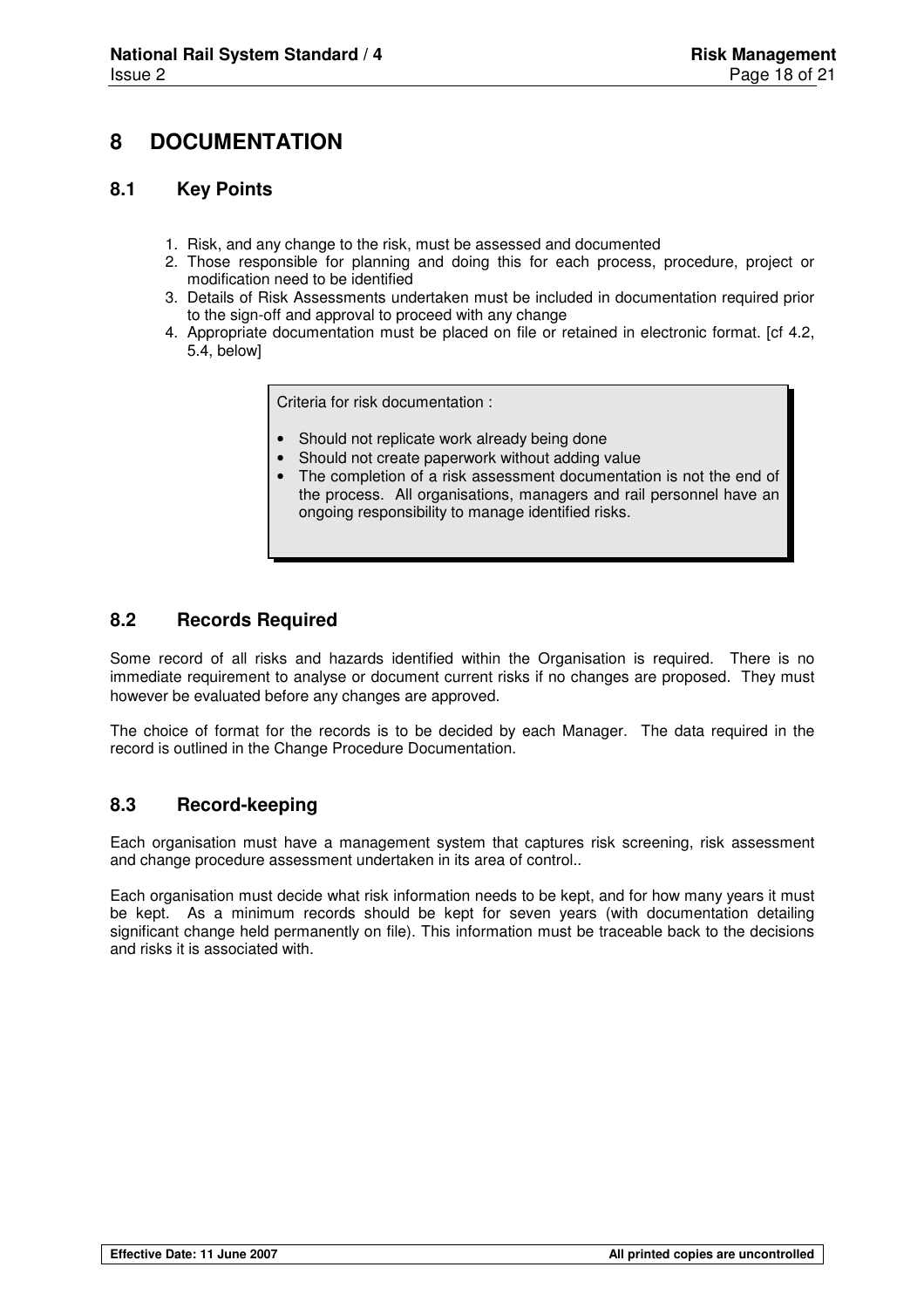# 8 DOCUMENTATION

## 8.1 Key Points

1. Risk, and any change to the risk, must be assessed and documented
2. Those responsible for planning and doing this for each process, procedure, project or modification need to be identified
3. Details of Risk Assessments undertaken must be included in documentation required prior to the sign-off and approval to proceed with any change
4. Appropriate documentation must be placed on file or retained in electronic format. [cf 4.2, 5.4, below]

> Criteria for risk documentation :
>
> - Should not replicate work already being done
> - Should not create paperwork without adding value
> - The completion of a risk assessment documentation is not the end of the process. All organisations, managers and rail personnel have an ongoing responsibility to manage identified risks.

## 8.2 Records Required

Some record of all risks and hazards identified within the Organisation is required. There is no immediate requirement to analyse or document current risks if no changes are proposed. They must however be evaluated before any changes are approved.

The choice of format for the records is to be decided by each Manager. The data required in the record is outlined in the Change Procedure Documentation.

## 8.3 Record-keeping

Each organisation must have a management system that captures risk screening, risk assessment and change procedure assessment undertaken in its area of control..

Each organisation must decide what risk information needs to be kept, and for how many years it must be kept. As a minimum records should be kept for seven years (with documentation detailing significant change held permanently on file). This information must be traceable back to the decisions and risks it is associated with.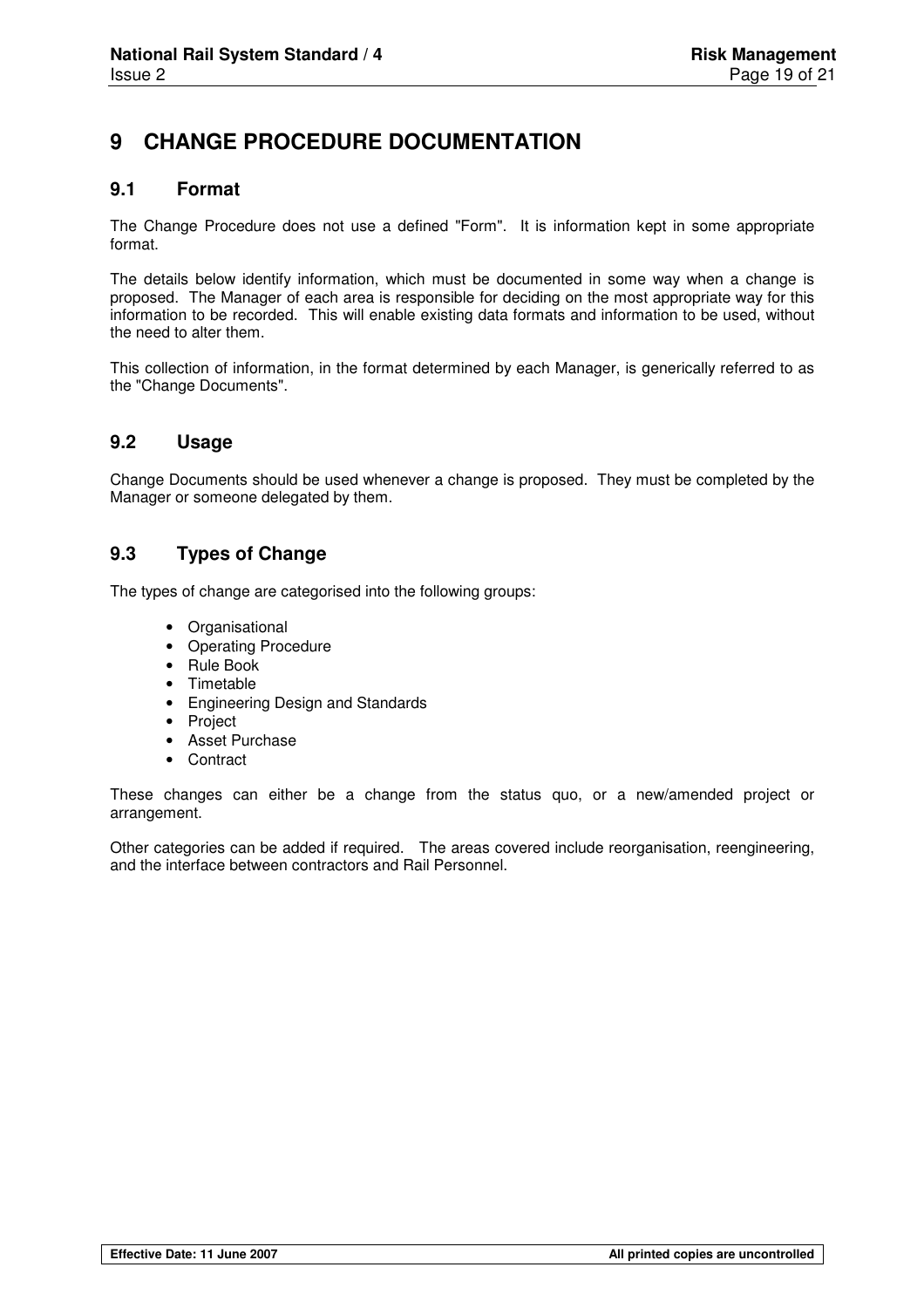# 9 CHANGE PROCEDURE DOCUMENTATION

## 9.1 Format

The Change Procedure does not use a defined "Form". It is information kept in some appropriate format.

The details below identify information, which must be documented in some way when a change is proposed. The Manager of each area is responsible for deciding on the most appropriate way for this information to be recorded. This will enable existing data formats and information to be used, without the need to alter them.

This collection of information, in the format determined by each Manager, is generically referred to as the "Change Documents".

## 9.2 Usage

Change Documents should be used whenever a change is proposed. They must be completed by the Manager or someone delegated by them.

## 9.3 Types of Change

The types of change are categorised into the following groups:

- Organisational
- Operating Procedure
- Rule Book
- Timetable
- Engineering Design and Standards
- Project
- Asset Purchase
- Contract

These changes can either be a change from the status quo, or a new/amended project or arrangement.

Other categories can be added if required. The areas covered include reorganisation, reengineering, and the interface between contractors and Rail Personnel.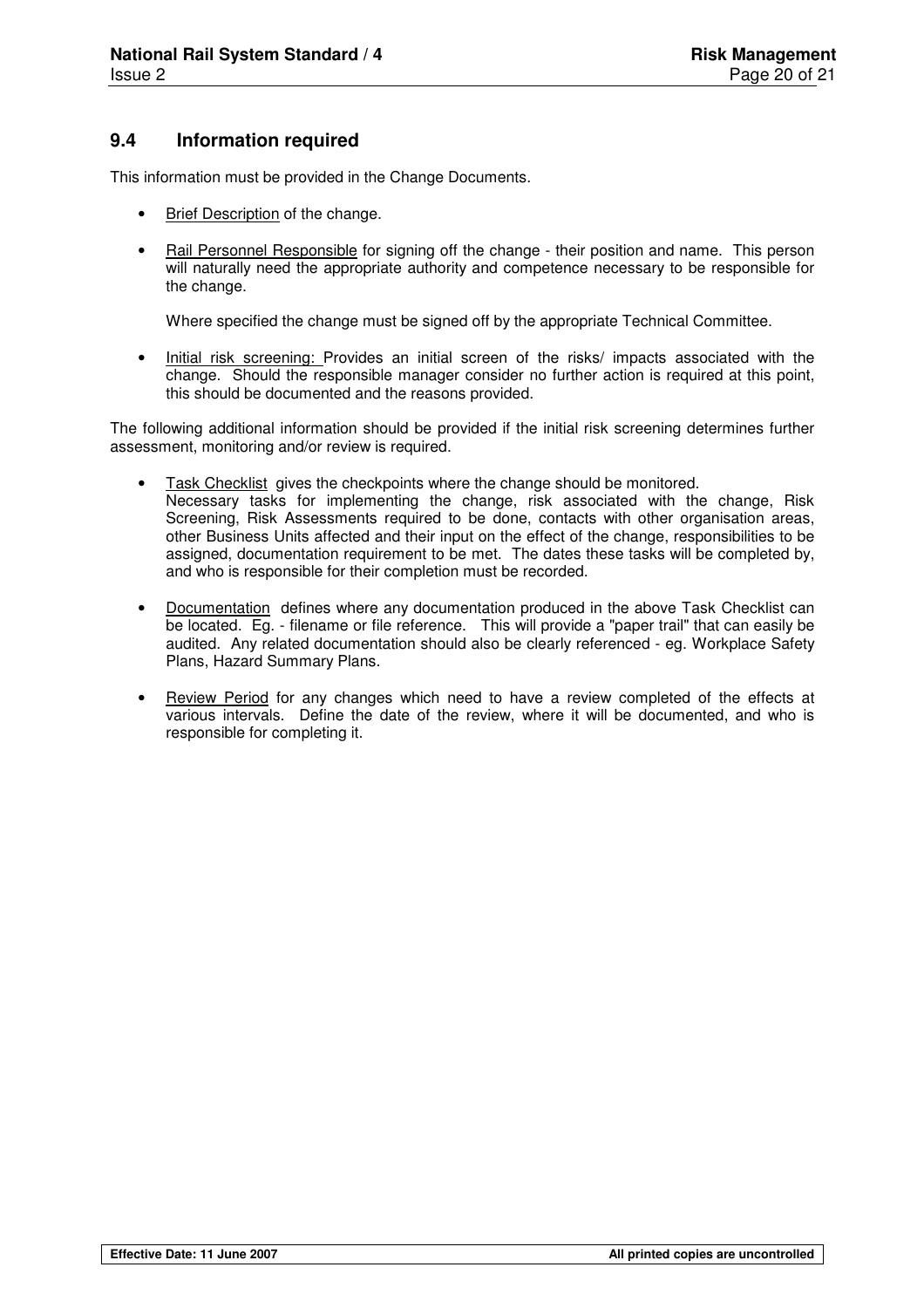## 9.4 Information required

This information must be provided in the Change Documents.

- Brief Description of the change.

- Rail Personnel Responsible for signing off the change - their position and name. This person will naturally need the appropriate authority and competence necessary to be responsible for the change.

  Where specified the change must be signed off by the appropriate Technical Committee.

- Initial risk screening: Provides an initial screen of the risks/ impacts associated with the change. Should the responsible manager consider no further action is required at this point, this should be documented and the reasons provided.

The following additional information should be provided if the initial risk screening determines further assessment, monitoring and/or review is required.

- Task Checklist gives the checkpoints where the change should be monitored.
  Necessary tasks for implementing the change, risk associated with the change, Risk Screening, Risk Assessments required to be done, contacts with other organisation areas, other Business Units affected and their input on the effect of the change, responsibilities to be assigned, documentation requirement to be met. The dates these tasks will be completed by, and who is responsible for their completion must be recorded.

- Documentation defines where any documentation produced in the above Task Checklist can be located. Eg. - filename or file reference. This will provide a "paper trail" that can easily be audited. Any related documentation should also be clearly referenced - eg. Workplace Safety Plans, Hazard Summary Plans.

- Review Period for any changes which need to have a review completed of the effects at various intervals. Define the date of the review, where it will be documented, and who is responsible for completing it.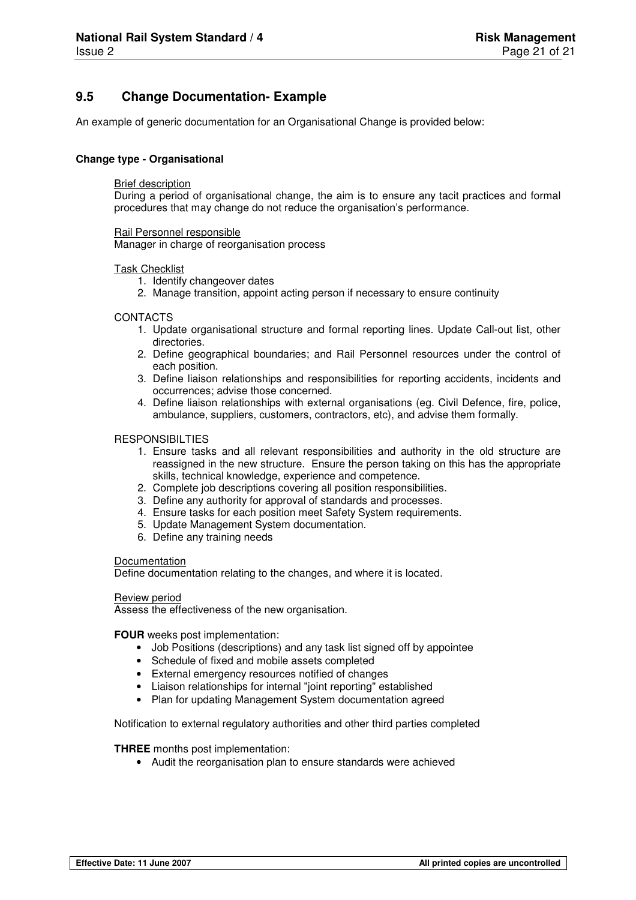## 9.5 Change Documentation- Example

An example of generic documentation for an Organisational Change is provided below:

**Change type - Organisational**

Brief description
During a period of organisational change, the aim is to ensure any tacit practices and formal procedures that may change do not reduce the organisation's performance.

Rail Personnel responsible
Manager in charge of reorganisation process

Task Checklist

1. Identify changeover dates
2. Manage transition, appoint acting person if necessary to ensure continuity

CONTACTS

1. Update organisational structure and formal reporting lines. Update Call-out list, other directories.
2. Define geographical boundaries; and Rail Personnel resources under the control of each position.
3. Define liaison relationships and responsibilities for reporting accidents, incidents and occurrences; advise those concerned.
4. Define liaison relationships with external organisations (eg. Civil Defence, fire, police, ambulance, suppliers, customers, contractors, etc), and advise them formally.

RESPONSIBILTIES

1. Ensure tasks and all relevant responsibilities and authority in the old structure are reassigned in the new structure. Ensure the person taking on this has the appropriate skills, technical knowledge, experience and competence.
2. Complete job descriptions covering all position responsibilities.
3. Define any authority for approval of standards and processes.
4. Ensure tasks for each position meet Safety System requirements.
5. Update Management System documentation.
6. Define any training needs

Documentation
Define documentation relating to the changes, and where it is located.

Review period
Assess the effectiveness of the new organisation.

**FOUR** weeks post implementation:

- Job Positions (descriptions) and any task list signed off by appointee
- Schedule of fixed and mobile assets completed
- External emergency resources notified of changes
- Liaison relationships for internal "joint reporting" established
- Plan for updating Management System documentation agreed

Notification to external regulatory authorities and other third parties completed

**THREE** months post implementation:

- Audit the reorganisation plan to ensure standards were achieved